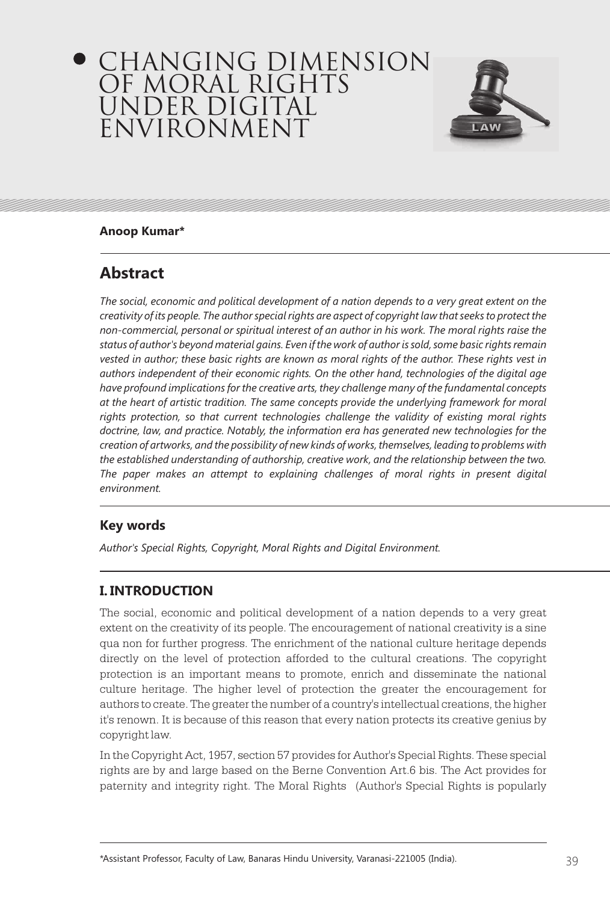# CHANGING DIMENSION OF MORAL RIGHTS UNDER DIGITAL ENVIRONMENT

**Anoop Kumar***

## Abstract

*The social, economic and political development of a nation depends to a very great extent on the creativity of its people. The author special rights are aspect of copyright law that seeks to protect the non-commercial, personal or spiritual interest of an author in his work. The moral rights raise the status of author's beyond material gains. Even if the work of author is sold, some basic rights remain vested in author; these basic rights are known as moral rights of the author. These rights vest in authors independent of their economic rights. On the other hand, technologies of the digital age have profound implications for the creative arts, they challenge many of the fundamental concepts at the heart of artistic tradition. The same concepts provide the underlying framework for moral rights protection, so that current technologies challenge the validity of existing moral rights doctrine, law, and practice. Notably, the information era has generated new technologies for the creation of artworks, and the possibility of new kinds of works, themselves, leading to problems with the established understanding of authorship, creative work, and the relationship between the two. The paper makes an attempt to explaining challenges of moral rights in present digital environment.*

## Key words

*Author's Special Rights, Copyright, Moral Rights and Digital Environment.*

## I. INTRODUCTION

The social, economic and political development of a nation depends to a very great extent on the creativity of its people. The encouragement of national creativity is a sine qua non for further progress. The enrichment of the national culture heritage depends directly on the level of protection afforded to the cultural creations. The copyright protection is an important means to promote, enrich and disseminate the national culture heritage. The higher level of protection the greater the encouragement for authors to create. The greater the number of a country's intellectual creations, the higher it's renown. It is because of this reason that every nation protects its creative genius by copyright law.

In the Copyright Act, 1957, section 57 provides for Author's Special Rights. These special rights are by and large based on the Berne Convention Art.6 bis. The Act provides for paternity and integrity right. The Moral Rights (Author's Special Rights is popularly

\*Assistant Professor, Faculty of Law, Banaras Hindu University, Varanasi-221005 (India).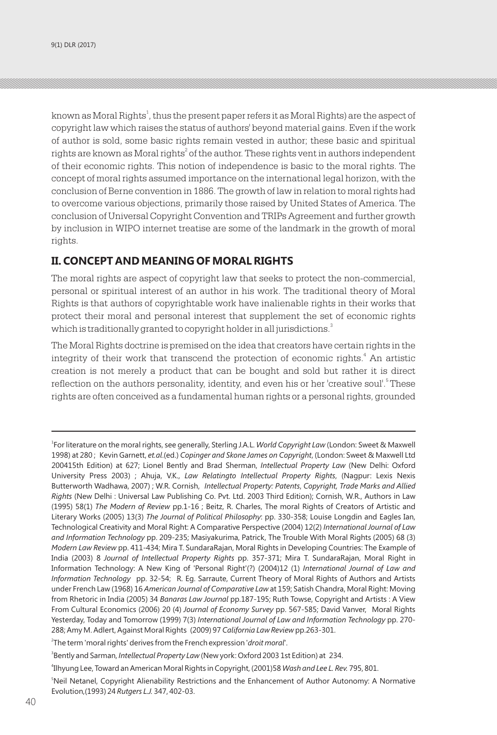known as Moral Rights[1], thus the present paper refers it as Moral Rights) are the aspect of copyright law which raises the status of authors' beyond material gains. Even if the work of author is sold, some basic rights remain vested in author; these basic and spiritual rights are known as Moral rights[2] of the author. These rights vent in authors independent of their economic rights. This notion of independence is basic to the moral rights. The concept of moral rights assumed importance on the international legal horizon, with the conclusion of Berne convention in 1886. The growth of law in relation to moral rights had to overcome various objections, primarily those raised by United States of America. The conclusion of Universal Copyright Convention and TRIPs Agreement and further growth by inclusion in WIPO internet treatise are some of the landmark in the growth of moral rights.

## II. CONCEPT AND MEANING OF MORAL RIGHTS

The moral rights are aspect of copyright law that seeks to protect the non-commercial, personal or spiritual interest of an author in his work. The traditional theory of Moral Rights is that authors of copyrightable work have inalienable rights in their works that protect their moral and personal interest that supplement the set of economic rights which is traditionally granted to copyright holder in all jurisdictions.[3]

The Moral Rights doctrine is premised on the idea that creators have certain rights in the integrity of their work that transcend the protection of economic rights.[4] An artistic creation is not merely a product that can be bought and sold but rather it is direct reflection on the authors personality, identity, and even his or her 'creative soul'.[5] These rights are often conceived as a fundamental human rights or a personal rights, grounded

---

[1] For literature on the moral rights, see generally, Sterling J.A.L. *World Copyright Law* (London: Sweet & Maxwell 1998) at 280 ; Kevin Garnett, *et.al.*(ed.) *Copinger and Skone James on Copyright*, (London: Sweet & Maxwell Ltd 200415th Edition) at 627; Lionel Bently and Brad Sherman, *Intellectual Property Law* (New Delhi: Oxford University Press 2003) ; Ahuja, V.K., *Law Relatingto Intellectual Property Rights*, (Nagpur: Lexis Nexis Butterworth Wadhawa, 2007) ; W.R. Cornish, *Intellectual Property: Patents, Copyright, Trade Marks and Allied Rights* (New Delhi : Universal Law Publishing Co. Pvt. Ltd. 2003 Third Edition); Cornish, W.R., Authors in Law (1995) 58(1) *The Modern of Review* pp.1-16 ; Beitz, R. Charles, The moral Rights of Creators of Artistic and Literary Works (2005) 13(3) *The Journal of Political Philosophy*: pp. 330-358; Louise Longdin and Eagles Ian, Technological Creativity and Moral Right: A Comparative Perspective (2004) 12(2) *International Journal of Law and Information Technology* pp. 209-235; Masiyakurima, Patrick, The Trouble With Moral Rights (2005) 68 (3) *Modern Law Review* pp. 411-434; Mira T. SundaraRajan, Moral Rights in Developing Countries: The Example of India (2003) 8 *Journal of Intellectual Property Rights* pp. 357-371; Mira T. SundaraRajan, Moral Right in Information Technology: A New King of 'Personal Right'(?) (2004)12 (1) *International Journal of Law and Information Technology* pp. 32-54; R. Eg. Sarraute, Current Theory of Moral Rights of Authors and Artists under French Law (1968) 16 *American Journal of Comparative Law* at 159; Satish Chandra, Moral Right: Moving from Rhetoric in India (2005) 34 *Banaras Law Journal* pp.187-195; Ruth Towse, Copyright and Artists : A View From Cultural Economics (2006) 20 (4) *Journal of Economy Survey* pp. 567-585; David Vanver, Moral Rights Yesterday, Today and Tomorrow (1999) 7(3) *International Journal of Law and Information Technology* pp. 270-288; Amy M. Adlert, Against Moral Rights (2009) 97 *California Law Review* pp.263-301.

[2] The term 'moral rights' derives from the French expression '*droit moral*'.

[3] Bently and Sarman, *Intellectual Property Law* (New york: Oxford 2003 1st Edition) at 234.

[4] Ilhyung Lee, Toward an American Moral Rights in Copyright, (2001)58 *Wash and Lee L. Rev.* 795, 801.

[5] Neil Netanel, Copyright Alienability Restrictions and the Enhancement of Author Autonomy: A Normative Evolution,(1993) 24 *Rutgers L.J.* 347, 402-03.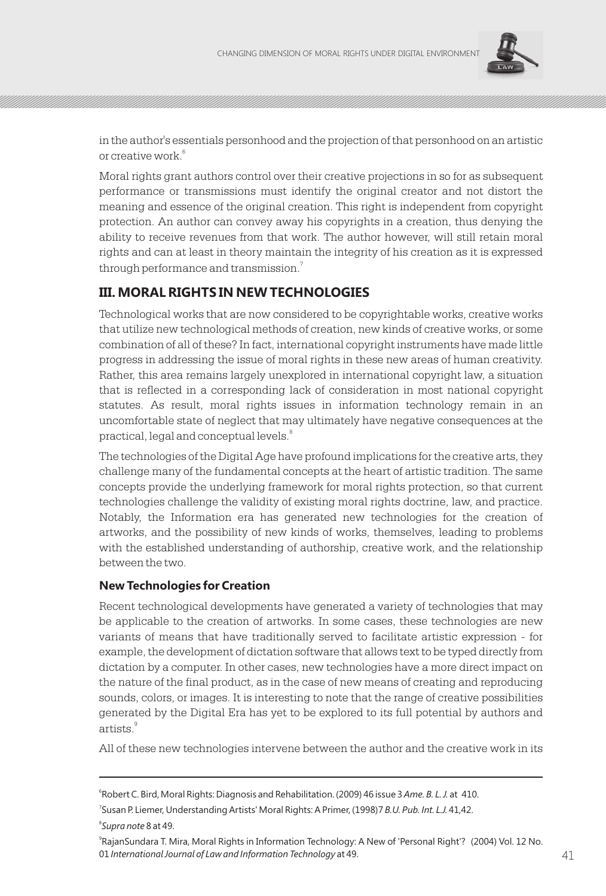in the author's essentials personhood and the projection of that personhood on an artistic or creative work.[6]

Moral rights grant authors control over their creative projections in so for as subsequent performance or transmissions must identify the original creator and not distort the meaning and essence of the original creation. This right is independent from copyright protection. An author can convey away his copyrights in a creation, thus denying the ability to receive revenues from that work. The author however, will still retain moral rights and can at least in theory maintain the integrity of his creation as it is expressed through performance and transmission.[7]

## III. MORAL RIGHTS IN NEW TECHNOLOGIES

Technological works that are now considered to be copyrightable works, creative works that utilize new technological methods of creation, new kinds of creative works, or some combination of all of these? In fact, international copyright instruments have made little progress in addressing the issue of moral rights in these new areas of human creativity. Rather, this area remains largely unexplored in international copyright law, a situation that is reflected in a corresponding lack of consideration in most national copyright statutes. As result, moral rights issues in information technology remain in an uncomfortable state of neglect that may ultimately have negative consequences at the practical, legal and conceptual levels.[8]

The technologies of the Digital Age have profound implications for the creative arts, they challenge many of the fundamental concepts at the heart of artistic tradition. The same concepts provide the underlying framework for moral rights protection, so that current technologies challenge the validity of existing moral rights doctrine, law, and practice. Notably, the Information era has generated new technologies for the creation of artworks, and the possibility of new kinds of works, themselves, leading to problems with the established understanding of authorship, creative work, and the relationship between the two.

### New Technologies for Creation

Recent technological developments have generated a variety of technologies that may be applicable to the creation of artworks. In some cases, these technologies are new variants of means that have traditionally served to facilitate artistic expression - for example, the development of dictation software that allows text to be typed directly from dictation by a computer. In other cases, new technologies have a more direct impact on the nature of the final product, as in the case of new means of creating and reproducing sounds, colors, or images. It is interesting to note that the range of creative possibilities generated by the Digital Era has yet to be explored to its full potential by authors and artists.[9]

All of these new technologies intervene between the author and the creative work in its

---

[6] Robert C. Bird, Moral Rights: Diagnosis and Rehabilitation. (2009) 46 issue 3 *Ame. B. L. J.* at 410.

[7] Susan P. Liemer, Understanding Artists' Moral Rights: A Primer, (1998)7 *B.U. Pub. Int. L.J.* 41,42.

[8] *Supra note* 8 at 49.

[9] RajanSundara T. Mira, Moral Rights in Information Technology: A New of 'Personal Right'? (2004) Vol. 12 No. 01 *International Journal of Law and Information Technology* at 49.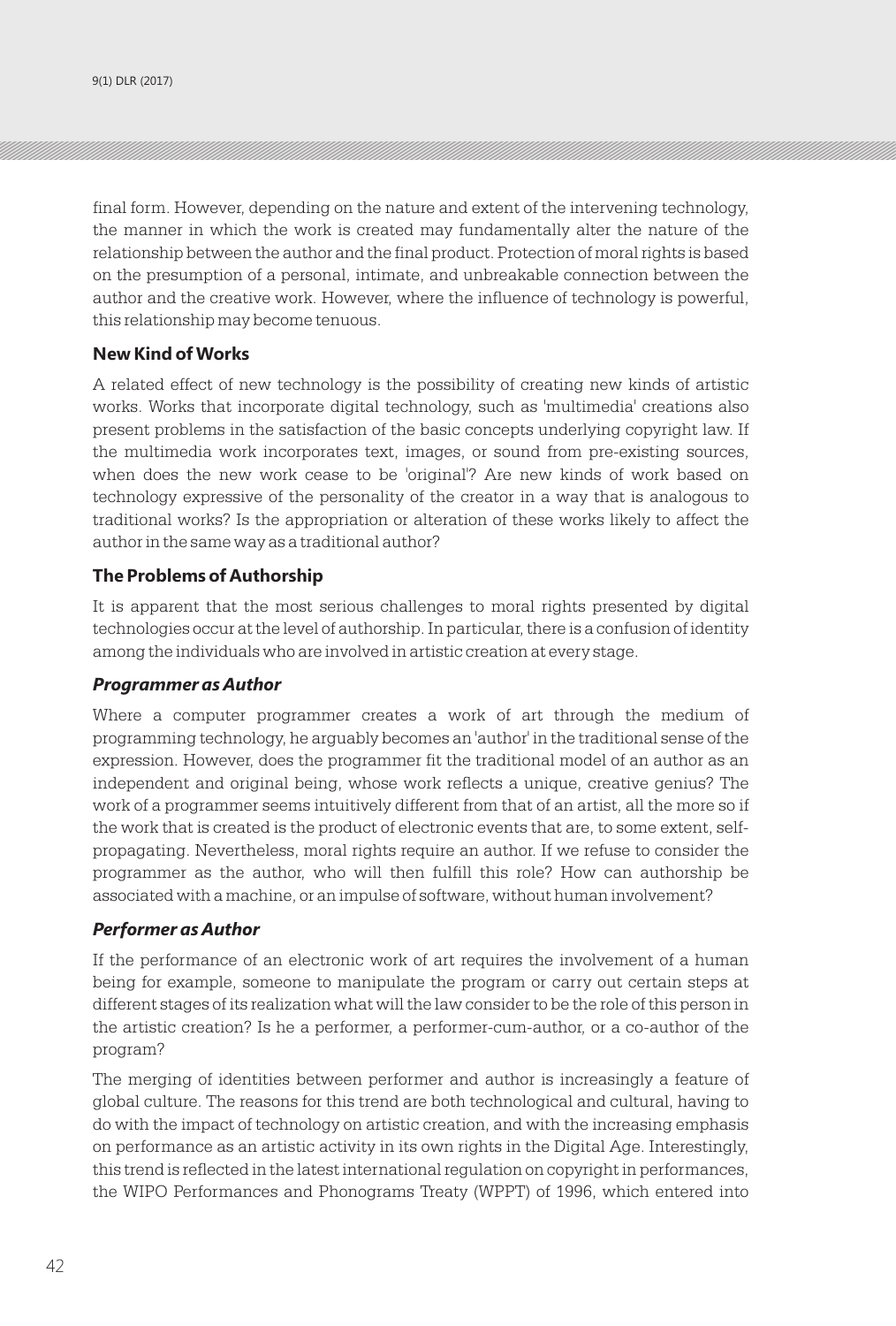final form. However, depending on the nature and extent of the intervening technology, the manner in which the work is created may fundamentally alter the nature of the relationship between the author and the final product. Protection of moral rights is based on the presumption of a personal, intimate, and unbreakable connection between the author and the creative work. However, where the influence of technology is powerful, this relationship may become tenuous.

### New Kind of Works

A related effect of new technology is the possibility of creating new kinds of artistic works. Works that incorporate digital technology, such as 'multimedia' creations also present problems in the satisfaction of the basic concepts underlying copyright law. If the multimedia work incorporates text, images, or sound from pre-existing sources, when does the new work cease to be 'original'? Are new kinds of work based on technology expressive of the personality of the creator in a way that is analogous to traditional works? Is the appropriation or alteration of these works likely to affect the author in the same way as a traditional author?

### The Problems of Authorship

It is apparent that the most serious challenges to moral rights presented by digital technologies occur at the level of authorship. In particular, there is a confusion of identity among the individuals who are involved in artistic creation at every stage.

#### *Programmer as Author*

Where a computer programmer creates a work of art through the medium of programming technology, he arguably becomes an 'author' in the traditional sense of the expression. However, does the programmer fit the traditional model of an author as an independent and original being, whose work reflects a unique, creative genius? The work of a programmer seems intuitively different from that of an artist, all the more so if the work that is created is the product of electronic events that are, to some extent, self-propagating. Nevertheless, moral rights require an author. If we refuse to consider the programmer as the author, who will then fulfill this role? How can authorship be associated with a machine, or an impulse of software, without human involvement?

#### *Performer as Author*

If the performance of an electronic work of art requires the involvement of a human being for example, someone to manipulate the program or carry out certain steps at different stages of its realization what will the law consider to be the role of this person in the artistic creation? Is he a performer, a performer-cum-author, or a co-author of the program?

The merging of identities between performer and author is increasingly a feature of global culture. The reasons for this trend are both technological and cultural, having to do with the impact of technology on artistic creation, and with the increasing emphasis on performance as an artistic activity in its own rights in the Digital Age. Interestingly, this trend is reflected in the latest international regulation on copyright in performances, the WIPO Performances and Phonograms Treaty (WPPT) of 1996, which entered into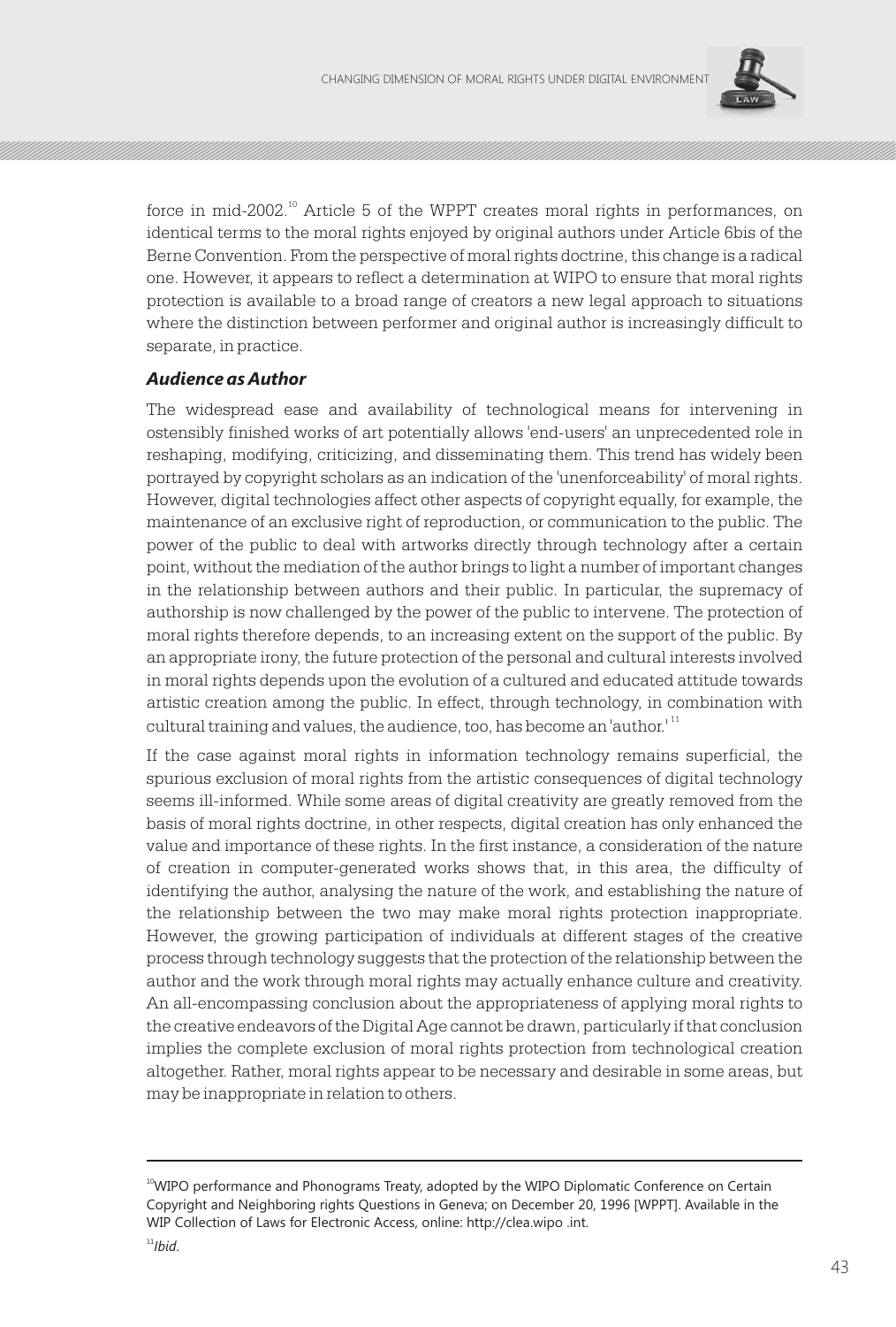force in mid-2002.[10] Article 5 of the WPPT creates moral rights in performances, on identical terms to the moral rights enjoyed by original authors under Article 6bis of the Berne Convention. From the perspective of moral rights doctrine, this change is a radical one. However, it appears to reflect a determination at WIPO to ensure that moral rights protection is available to a broad range of creators a new legal approach to situations where the distinction between performer and original author is increasingly difficult to separate, in practice.

### *Audience as Author*

The widespread ease and availability of technological means for intervening in ostensibly finished works of art potentially allows 'end-users' an unprecedented role in reshaping, modifying, criticizing, and disseminating them. This trend has widely been portrayed by copyright scholars as an indication of the 'unenforceability' of moral rights. However, digital technologies affect other aspects of copyright equally, for example, the maintenance of an exclusive right of reproduction, or communication to the public. The power of the public to deal with artworks directly through technology after a certain point, without the mediation of the author brings to light a number of important changes in the relationship between authors and their public. In particular, the supremacy of authorship is now challenged by the power of the public to intervene. The protection of moral rights therefore depends, to an increasing extent on the support of the public. By an appropriate irony, the future protection of the personal and cultural interests involved in moral rights depends upon the evolution of a cultured and educated attitude towards artistic creation among the public. In effect, through technology, in combination with cultural training and values, the audience, too, has become an 'author.'[11]

If the case against moral rights in information technology remains superficial, the spurious exclusion of moral rights from the artistic consequences of digital technology seems ill-informed. While some areas of digital creativity are greatly removed from the basis of moral rights doctrine, in other respects, digital creation has only enhanced the value and importance of these rights. In the first instance, a consideration of the nature of creation in computer-generated works shows that, in this area, the difficulty of identifying the author, analysing the nature of the work, and establishing the nature of the relationship between the two may make moral rights protection inappropriate. However, the growing participation of individuals at different stages of the creative process through technology suggests that the protection of the relationship between the author and the work through moral rights may actually enhance culture and creativity. An all-encompassing conclusion about the appropriateness of applying moral rights to the creative endeavors of the Digital Age cannot be drawn, particularly if that conclusion implies the complete exclusion of moral rights protection from technological creation altogether. Rather, moral rights appear to be necessary and desirable in some areas, but may be inappropriate in relation to others.

---

[10] WIPO performance and Phonograms Treaty, adopted by the WIPO Diplomatic Conference on Certain Copyright and Neighboring rights Questions in Geneva; on December 20, 1996 [WPPT]. Available in the WIP Collection of Laws for Electronic Access, online: http://clea.wipo .int.

[11] *Ibid*.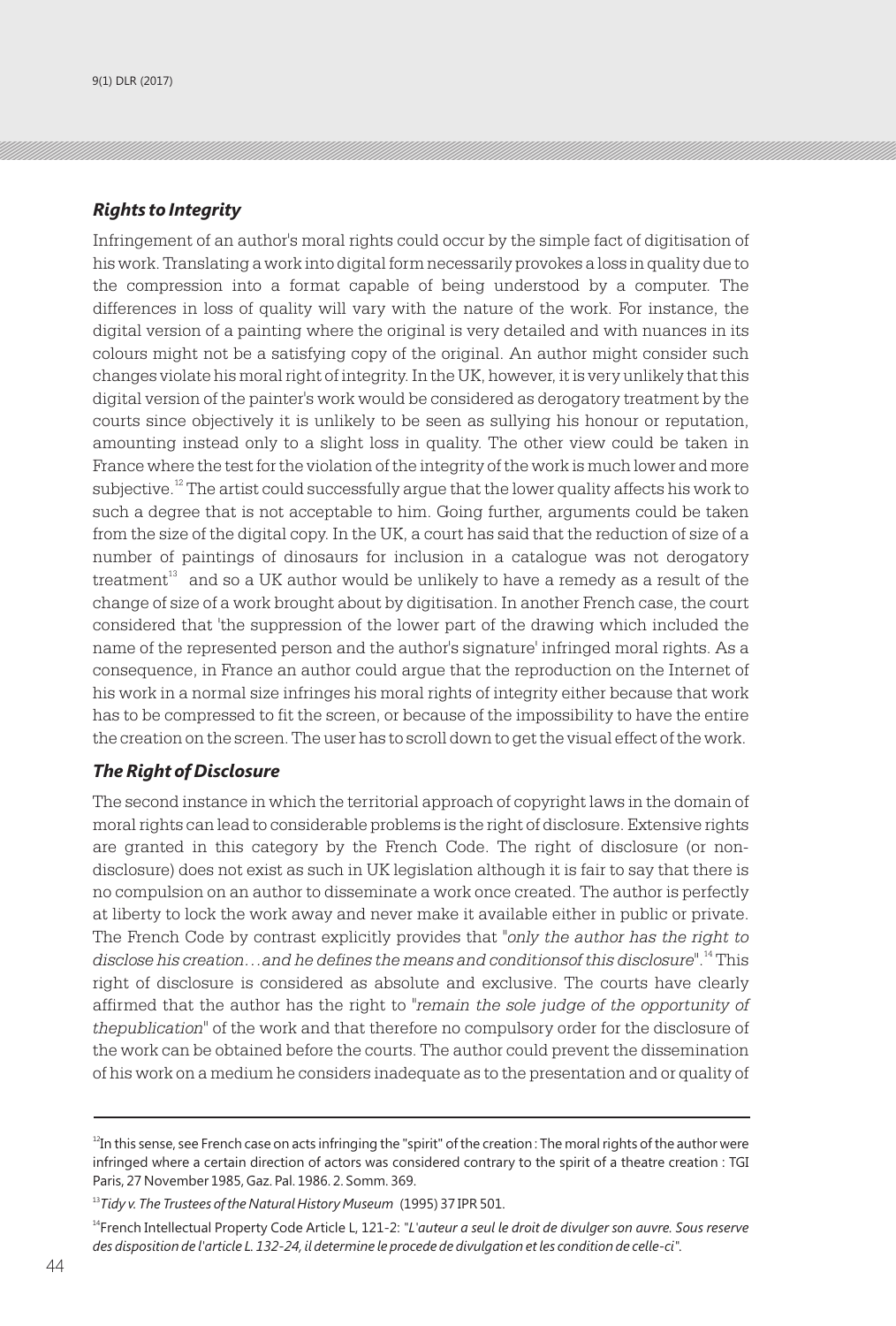### *Rights to Integrity*

Infringement of an author's moral rights could occur by the simple fact of digitisation of his work. Translating a work into digital form necessarily provokes a loss in quality due to the compression into a format capable of being understood by a computer. The differences in loss of quality will vary with the nature of the work. For instance, the digital version of a painting where the original is very detailed and with nuances in its colours might not be a satisfying copy of the original. An author might consider such changes violate his moral right of integrity. In the UK, however, it is very unlikely that this digital version of the painter's work would be considered as derogatory treatment by the courts since objectively it is unlikely to be seen as sullying his honour or reputation, amounting instead only to a slight loss in quality. The other view could be taken in France where the test for the violation of the integrity of the work is much lower and more subjective.[12] The artist could successfully argue that the lower quality affects his work to such a degree that is not acceptable to him. Going further, arguments could be taken from the size of the digital copy. In the UK, a court has said that the reduction of size of a number of paintings of dinosaurs for inclusion in a catalogue was not derogatory treatment[13] and so a UK author would be unlikely to have a remedy as a result of the change of size of a work brought about by digitisation. In another French case, the court considered that 'the suppression of the lower part of the drawing which included the name of the represented person and the author's signature' infringed moral rights. As a consequence, in France an author could argue that the reproduction on the Internet of his work in a normal size infringes his moral rights of integrity either because that work has to be compressed to fit the screen, or because of the impossibility to have the entire the creation on the screen. The user has to scroll down to get the visual effect of the work.

### *The Right of Disclosure*

The second instance in which the territorial approach of copyright laws in the domain of moral rights can lead to considerable problems is the right of disclosure. Extensive rights are granted in this category by the French Code. The right of disclosure (or non-disclosure) does not exist as such in UK legislation although it is fair to say that there is no compulsion on an author to disseminate a work once created. The author is perfectly at liberty to lock the work away and never make it available either in public or private. The French Code by contrast explicitly provides that "*only the author has the right to disclose his creation…and he defines the means and conditionsof this disclosure*".[14] This right of disclosure is considered as absolute and exclusive. The courts have clearly affirmed that the author has the right to "*remain the sole judge of the opportunity of thepublication*" of the work and that therefore no compulsory order for the disclosure of the work can be obtained before the courts. The author could prevent the dissemination of his work on a medium he considers inadequate as to the presentation and or quality of

---

[12] In this sense, see French case on acts infringing the "spirit" of the creation : The moral rights of the author were infringed where a certain direction of actors was considered contrary to the spirit of a theatre creation : TGI Paris, 27 November 1985, Gaz. Pal. 1986. 2. Somm. 369.

[13] *Tidy v. The Trustees of the Natural History Museum* (1995) 37 IPR 501.

[14] French Intellectual Property Code Article L, 121-2: "*L'auteur a seul le droit de divulger son auvre. Sous reserve des disposition de l'article L. 132-24, il determine le procede de divulgation et les condition de celle-ci*".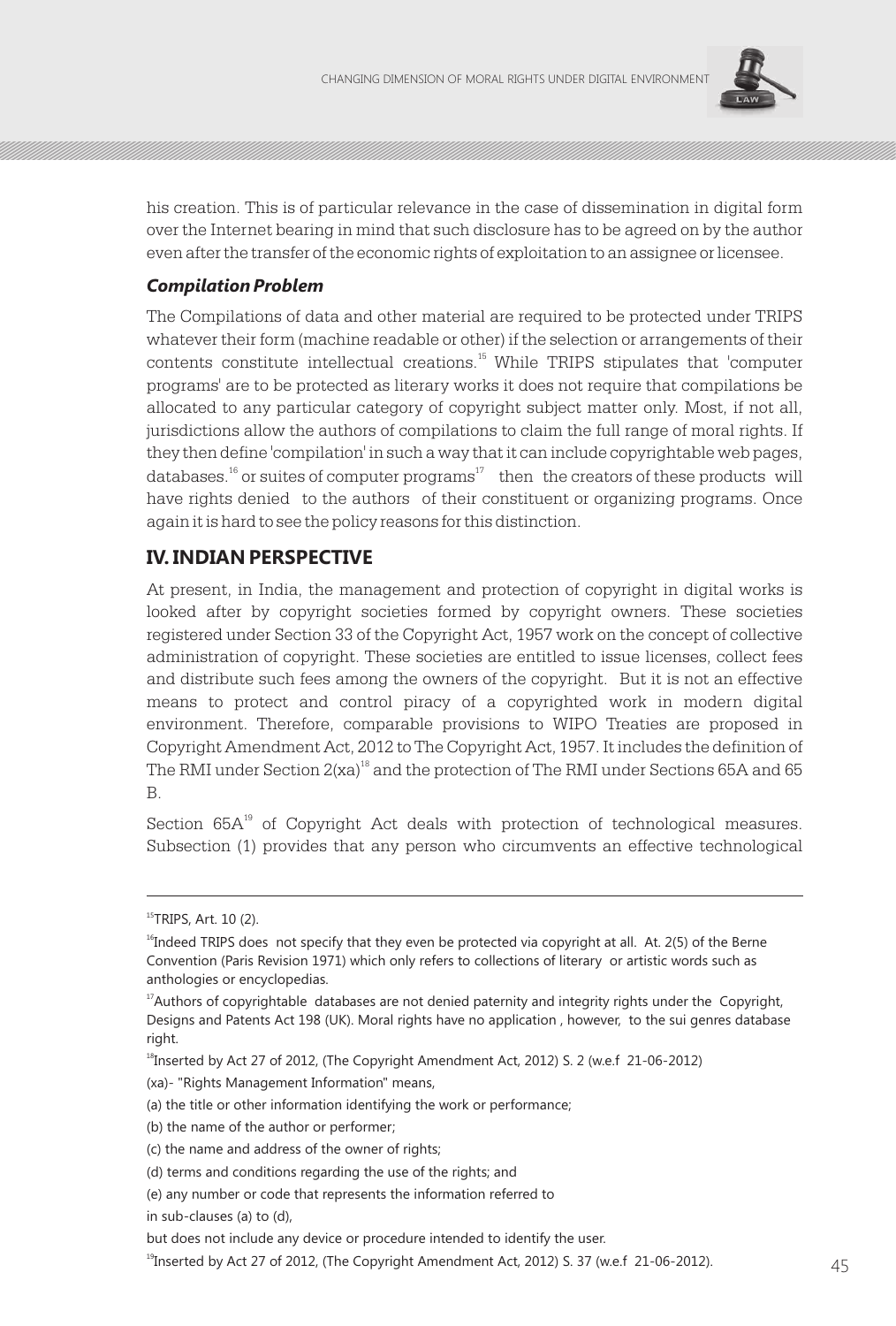his creation. This is of particular relevance in the case of dissemination in digital form over the Internet bearing in mind that such disclosure has to be agreed on by the author even after the transfer of the economic rights of exploitation to an assignee or licensee.

### *Compilation Problem*

The Compilations of data and other material are required to be protected under TRIPS whatever their form (machine readable or other) if the selection or arrangements of their contents constitute intellectual creations.[15] While TRIPS stipulates that 'computer programs' are to be protected as literary works it does not require that compilations be allocated to any particular category of copyright subject matter only. Most, if not all, jurisdictions allow the authors of compilations to claim the full range of moral rights. If they then define 'compilation' in such a way that it can include copyrightable web pages, databases.[16] or suites of computer programs[17] then the creators of these products will have rights denied to the authors of their constituent or organizing programs. Once again it is hard to see the policy reasons for this distinction.

## IV. INDIAN PERSPECTIVE

At present, in India, the management and protection of copyright in digital works is looked after by copyright societies formed by copyright owners. These societies registered under Section 33 of the Copyright Act, 1957 work on the concept of collective administration of copyright. These societies are entitled to issue licenses, collect fees and distribute such fees among the owners of the copyright. But it is not an effective means to protect and control piracy of a copyrighted work in modern digital environment. Therefore, comparable provisions to WIPO Treaties are proposed in Copyright Amendment Act, 2012 to The Copyright Act, 1957. It includes the definition of The RMI under Section 2(xa)[18] and the protection of The RMI under Sections 65A and 65 B.

Section 65A[19] of Copyright Act deals with protection of technological measures. Subsection (1) provides that any person who circumvents an effective technological

---

[15] TRIPS, Art. 10 (2).

[16] Indeed TRIPS does not specify that they even be protected via copyright at all. At. 2(5) of the Berne Convention (Paris Revision 1971) which only refers to collections of literary or artistic words such as anthologies or encyclopedias.

[17] Authors of copyrightable databases are not denied paternity and integrity rights under the Copyright, Designs and Patents Act 198 (UK). Moral rights have no application , however, to the sui genres database right.

[18] Inserted by Act 27 of 2012, (The Copyright Amendment Act, 2012) S. 2 (w.e.f 21-06-2012)

(xa)- "Rights Management Information" means,

(a) the title or other information identifying the work or performance;

(b) the name of the author or performer;

(c) the name and address of the owner of rights;

(d) terms and conditions regarding the use of the rights; and

(e) any number or code that represents the information referred to

in sub-clauses (a) to (d),

but does not include any device or procedure intended to identify the user.

[19] Inserted by Act 27 of 2012, (The Copyright Amendment Act, 2012) S. 37 (w.e.f 21-06-2012).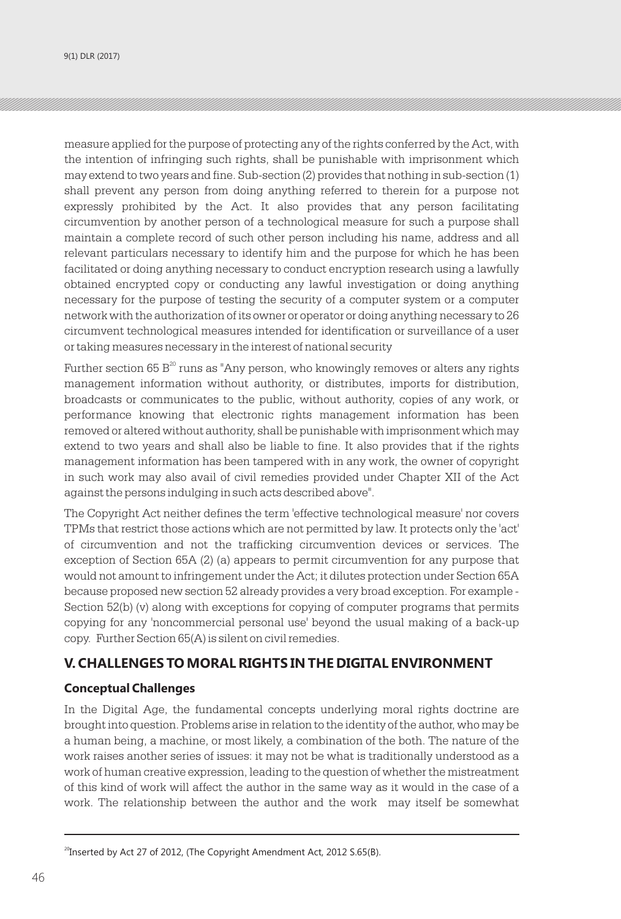measure applied for the purpose of protecting any of the rights conferred by the Act, with the intention of infringing such rights, shall be punishable with imprisonment which may extend to two years and fine. Sub-section (2) provides that nothing in sub-section (1) shall prevent any person from doing anything referred to therein for a purpose not expressly prohibited by the Act. It also provides that any person facilitating circumvention by another person of a technological measure for such a purpose shall maintain a complete record of such other person including his name, address and all relevant particulars necessary to identify him and the purpose for which he has been facilitated or doing anything necessary to conduct encryption research using a lawfully obtained encrypted copy or conducting any lawful investigation or doing anything necessary for the purpose of testing the security of a computer system or a computer network with the authorization of its owner or operator or doing anything necessary to 26 circumvent technological measures intended for identification or surveillance of a user or taking measures necessary in the interest of national security

Further section 65 B[20] runs as "Any person, who knowingly removes or alters any rights management information without authority, or distributes, imports for distribution, broadcasts or communicates to the public, without authority, copies of any work, or performance knowing that electronic rights management information has been removed or altered without authority, shall be punishable with imprisonment which may extend to two years and shall also be liable to fine. It also provides that if the rights management information has been tampered with in any work, the owner of copyright in such work may also avail of civil remedies provided under Chapter XII of the Act against the persons indulging in such acts described above".

The Copyright Act neither defines the term 'effective technological measure' nor covers TPMs that restrict those actions which are not permitted by law. It protects only the 'act' of circumvention and not the trafficking circumvention devices or services. The exception of Section 65A (2) (a) appears to permit circumvention for any purpose that would not amount to infringement under the Act; it dilutes protection under Section 65A because proposed new section 52 already provides a very broad exception. For example - Section 52(b) (v) along with exceptions for copying of computer programs that permits copying for any 'noncommercial personal use' beyond the usual making of a back-up copy. Further Section 65(A) is silent on civil remedies.

## V. CHALLENGES TO MORAL RIGHTS IN THE DIGITAL ENVIRONMENT

### Conceptual Challenges

In the Digital Age, the fundamental concepts underlying moral rights doctrine are brought into question. Problems arise in relation to the identity of the author, who may be a human being, a machine, or most likely, a combination of the both. The nature of the work raises another series of issues: it may not be what is traditionally understood as a work of human creative expression, leading to the question of whether the mistreatment of this kind of work will affect the author in the same way as it would in the case of a work. The relationship between the author and the work may itself be somewhat

[20] Inserted by Act 27 of 2012, (The Copyright Amendment Act, 2012 S.65(B).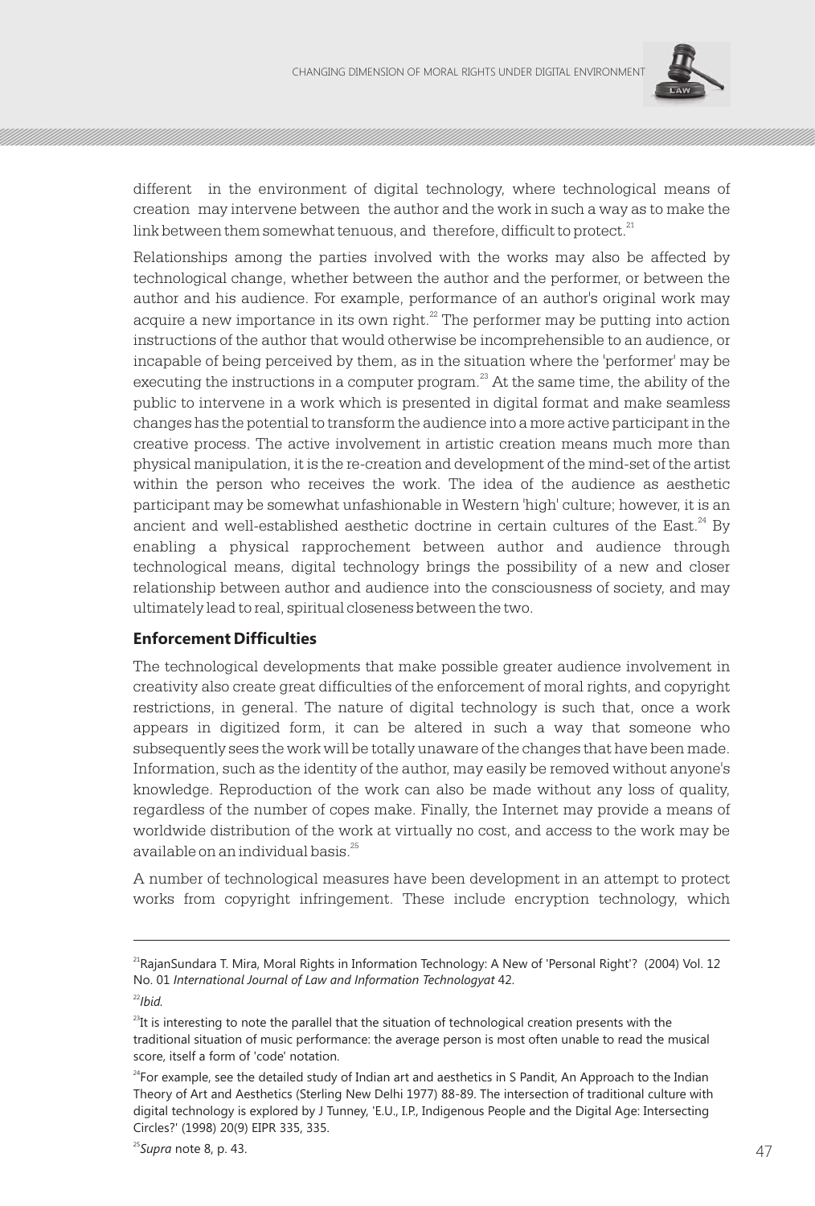different in the environment of digital technology, where technological means of creation may intervene between the author and the work in such a way as to make the link between them somewhat tenuous, and therefore, difficult to protect.[21]

Relationships among the parties involved with the works may also be affected by technological change, whether between the author and the performer, or between the author and his audience. For example, performance of an author's original work may acquire a new importance in its own right.[22] The performer may be putting into action instructions of the author that would otherwise be incomprehensible to an audience, or incapable of being perceived by them, as in the situation where the 'performer' may be executing the instructions in a computer program.[23] At the same time, the ability of the public to intervene in a work which is presented in digital format and make seamless changes has the potential to transform the audience into a more active participant in the creative process. The active involvement in artistic creation means much more than physical manipulation, it is the re-creation and development of the mind-set of the artist within the person who receives the work. The idea of the audience as aesthetic participant may be somewhat unfashionable in Western 'high' culture; however, it is an ancient and well-established aesthetic doctrine in certain cultures of the East.[24] By enabling a physical rapprochement between author and audience through technological means, digital technology brings the possibility of a new and closer relationship between author and audience into the consciousness of society, and may ultimately lead to real, spiritual closeness between the two.

## Enforcement Difficulties

The technological developments that make possible greater audience involvement in creativity also create great difficulties of the enforcement of moral rights, and copyright restrictions, in general. The nature of digital technology is such that, once a work appears in digitized form, it can be altered in such a way that someone who subsequently sees the work will be totally unaware of the changes that have been made. Information, such as the identity of the author, may easily be removed without anyone's knowledge. Reproduction of the work can also be made without any loss of quality, regardless of the number of copes make. Finally, the Internet may provide a means of worldwide distribution of the work at virtually no cost, and access to the work may be available on an individual basis.[25]

A number of technological measures have been development in an attempt to protect works from copyright infringement. These include encryption technology, which

---

[21] RajanSundara T. Mira, Moral Rights in Information Technology: A New of 'Personal Right'? (2004) Vol. 12 No. 01 *International Journal of Law and Information Technologyat* 42.

[22] *Ibid.*

[23] It is interesting to note the parallel that the situation of technological creation presents with the traditional situation of music performance: the average person is most often unable to read the musical score, itself a form of 'code' notation.

[24] For example, see the detailed study of Indian art and aesthetics in S Pandit, An Approach to the Indian Theory of Art and Aesthetics (Sterling New Delhi 1977) 88-89. The intersection of traditional culture with digital technology is explored by J Tunney, 'E.U., I.P., Indigenous People and the Digital Age: Intersecting Circles?' (1998) 20(9) EIPR 335, 335.

[25] *Supra* note 8, p. 43.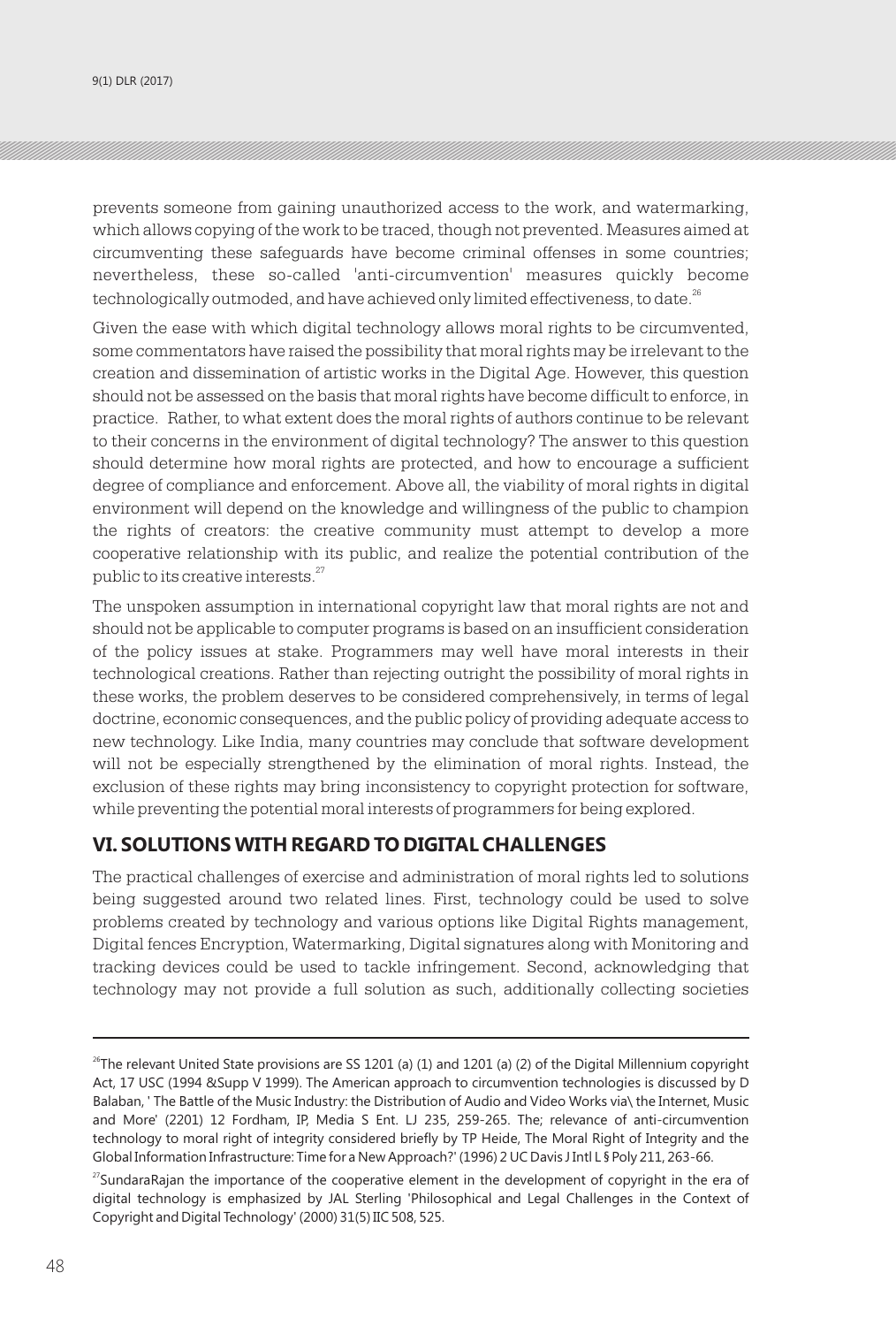prevents someone from gaining unauthorized access to the work, and watermarking, which allows copying of the work to be traced, though not prevented. Measures aimed at circumventing these safeguards have become criminal offenses in some countries; nevertheless, these so-called 'anti-circumvention' measures quickly become technologically outmoded, and have achieved only limited effectiveness, to date.[26]

Given the ease with which digital technology allows moral rights to be circumvented, some commentators have raised the possibility that moral rights may be irrelevant to the creation and dissemination of artistic works in the Digital Age. However, this question should not be assessed on the basis that moral rights have become difficult to enforce, in practice. Rather, to what extent does the moral rights of authors continue to be relevant to their concerns in the environment of digital technology? The answer to this question should determine how moral rights are protected, and how to encourage a sufficient degree of compliance and enforcement. Above all, the viability of moral rights in digital environment will depend on the knowledge and willingness of the public to champion the rights of creators: the creative community must attempt to develop a more cooperative relationship with its public, and realize the potential contribution of the public to its creative interests.[27]

The unspoken assumption in international copyright law that moral rights are not and should not be applicable to computer programs is based on an insufficient consideration of the policy issues at stake. Programmers may well have moral interests in their technological creations. Rather than rejecting outright the possibility of moral rights in these works, the problem deserves to be considered comprehensively, in terms of legal doctrine, economic consequences, and the public policy of providing adequate access to new technology. Like India, many countries may conclude that software development will not be especially strengthened by the elimination of moral rights. Instead, the exclusion of these rights may bring inconsistency to copyright protection for software, while preventing the potential moral interests of programmers for being explored.

## VI. SOLUTIONS WITH REGARD TO DIGITAL CHALLENGES

The practical challenges of exercise and administration of moral rights led to solutions being suggested around two related lines. First, technology could be used to solve problems created by technology and various options like Digital Rights management, Digital fences Encryption, Watermarking, Digital signatures along with Monitoring and tracking devices could be used to tackle infringement. Second, acknowledging that technology may not provide a full solution as such, additionally collecting societies

---

[26]The relevant United State provisions are SS 1201 (a) (1) and 1201 (a) (2) of the Digital Millennium copyright Act, 17 USC (1994 &Supp V 1999). The American approach to circumvention technologies is discussed by D Balaban, ' The Battle of the Music Industry: the Distribution of Audio and Video Works via\ the Internet, Music and More' (2201) 12 Fordham, IP, Media S Ent. LJ 235, 259-265. The; relevance of anti-circumvention technology to moral right of integrity considered briefly by TP Heide, The Moral Right of Integrity and the Global Information Infrastructure: Time for a New Approach?' (1996) 2 UC Davis J Intl L § Poly 211, 263-66.

[27]SundaraRajan the importance of the cooperative element in the development of copyright in the era of digital technology is emphasized by JAL Sterling 'Philosophical and Legal Challenges in the Context of Copyright and Digital Technology' (2000) 31(5) IIC 508, 525.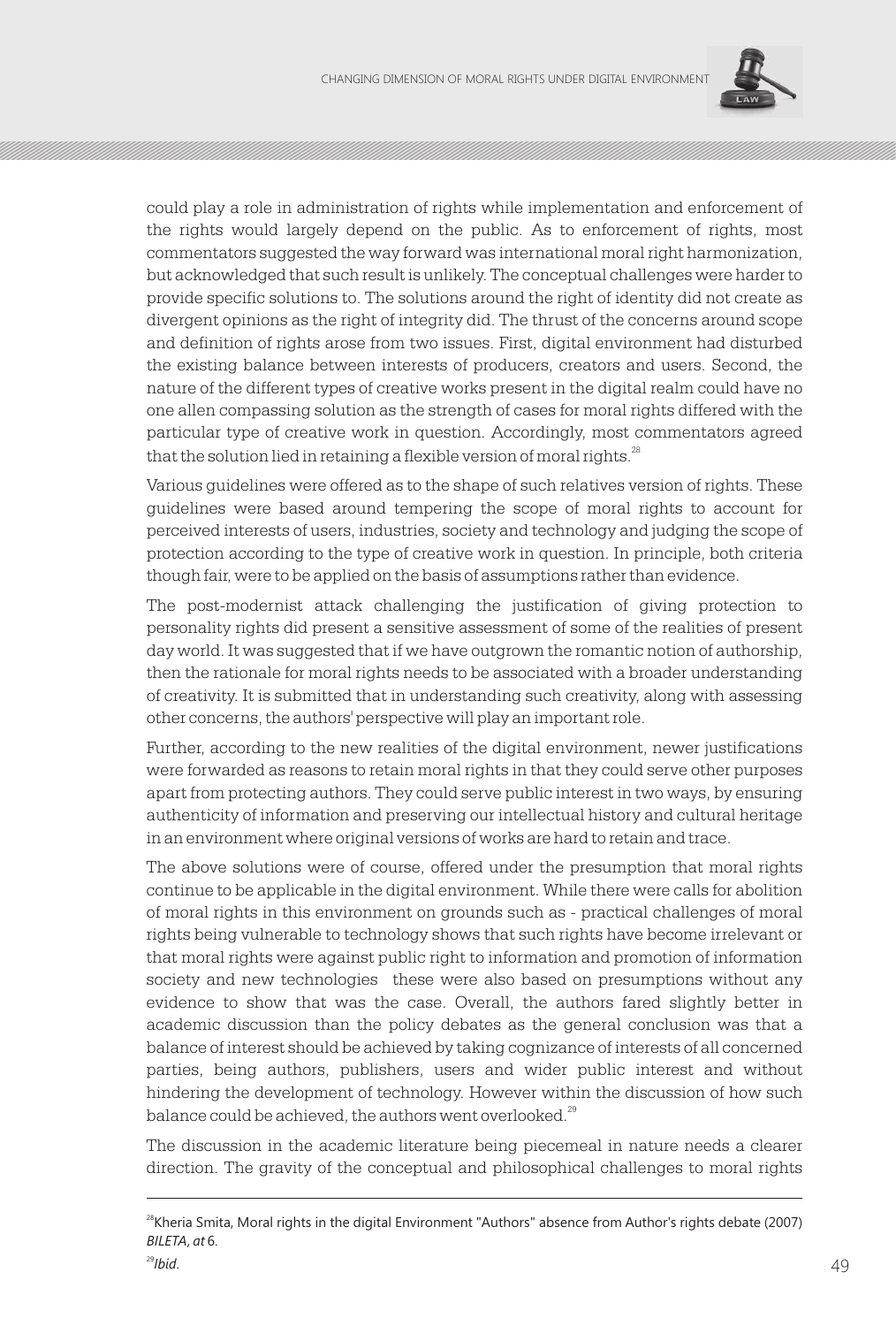could play a role in administration of rights while implementation and enforcement of the rights would largely depend on the public. As to enforcement of rights, most commentators suggested the way forward was international moral right harmonization, but acknowledged that such result is unlikely. The conceptual challenges were harder to provide specific solutions to. The solutions around the right of identity did not create as divergent opinions as the right of integrity did. The thrust of the concerns around scope and definition of rights arose from two issues. First, digital environment had disturbed the existing balance between interests of producers, creators and users. Second, the nature of the different types of creative works present in the digital realm could have no one allen compassing solution as the strength of cases for moral rights differed with the particular type of creative work in question. Accordingly, most commentators agreed that the solution lied in retaining a flexible version of moral rights.[28]

Various guidelines were offered as to the shape of such relatives version of rights. These guidelines were based around tempering the scope of moral rights to account for perceived interests of users, industries, society and technology and judging the scope of protection according to the type of creative work in question. In principle, both criteria though fair, were to be applied on the basis of assumptions rather than evidence.

The post-modernist attack challenging the justification of giving protection to personality rights did present a sensitive assessment of some of the realities of present day world. It was suggested that if we have outgrown the romantic notion of authorship, then the rationale for moral rights needs to be associated with a broader understanding of creativity. It is submitted that in understanding such creativity, along with assessing other concerns, the authors' perspective will play an important role.

Further, according to the new realities of the digital environment, newer justifications were forwarded as reasons to retain moral rights in that they could serve other purposes apart from protecting authors. They could serve public interest in two ways, by ensuring authenticity of information and preserving our intellectual history and cultural heritage in an environment where original versions of works are hard to retain and trace.

The above solutions were of course, offered under the presumption that moral rights continue to be applicable in the digital environment. While there were calls for abolition of moral rights in this environment on grounds such as - practical challenges of moral rights being vulnerable to technology shows that such rights have become irrelevant or that moral rights were against public right to information and promotion of information society and new technologies these were also based on presumptions without any evidence to show that was the case. Overall, the authors fared slightly better in academic discussion than the policy debates as the general conclusion was that a balance of interest should be achieved by taking cognizance of interests of all concerned parties, being authors, publishers, users and wider public interest and without hindering the development of technology. However within the discussion of how such balance could be achieved, the authors went overlooked.[29]

The discussion in the academic literature being piecemeal in nature needs a clearer direction. The gravity of the conceptual and philosophical challenges to moral rights

---

[28] Kheria Smita, Moral rights in the digital Environment "Authors" absence from Author's rights debate (2007) *BILETA, at* 6.

[29] *Ibid.*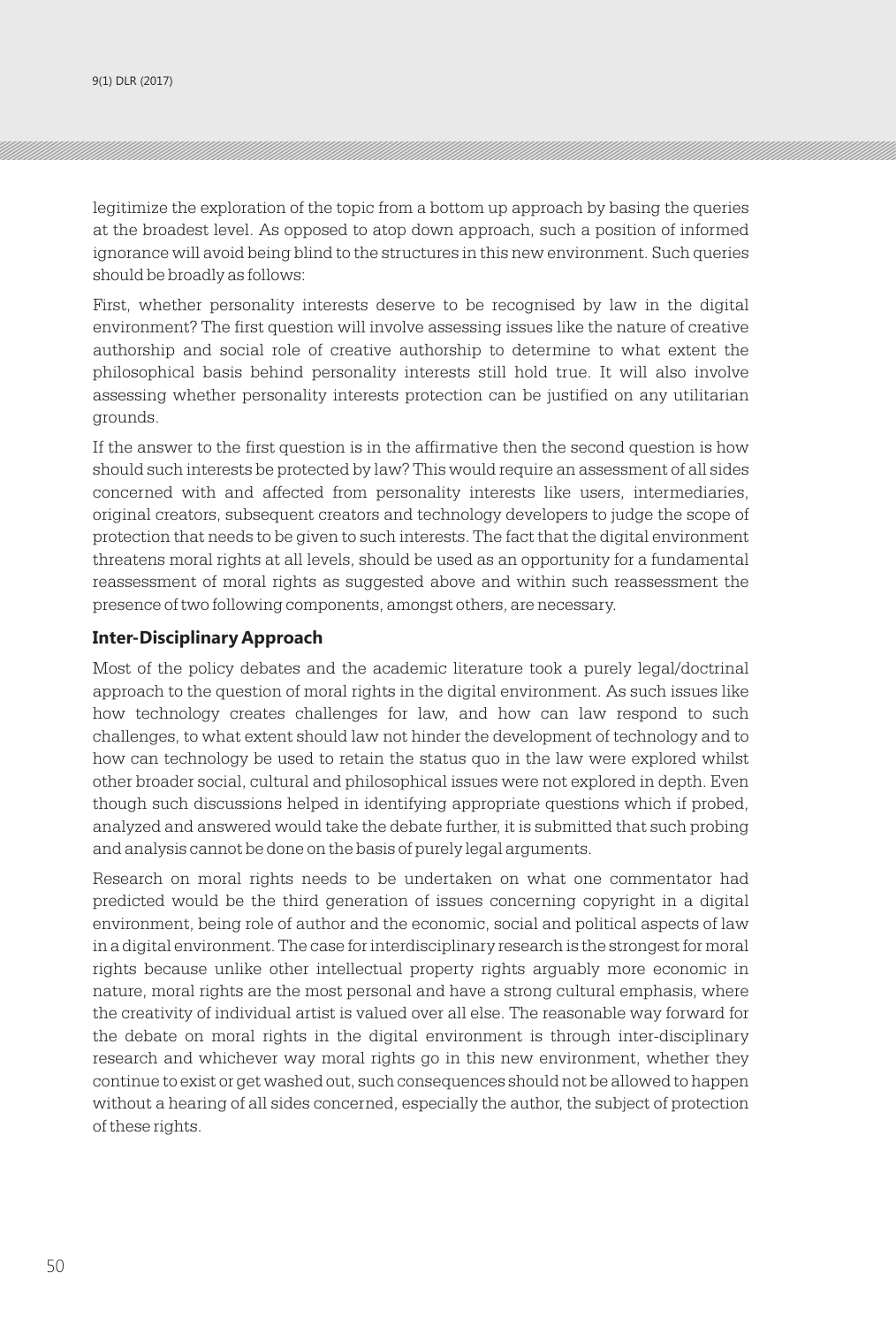legitimize the exploration of the topic from a bottom up approach by basing the queries at the broadest level. As opposed to atop down approach, such a position of informed ignorance will avoid being blind to the structures in this new environment. Such queries should be broadly as follows:

First, whether personality interests deserve to be recognised by law in the digital environment? The first question will involve assessing issues like the nature of creative authorship and social role of creative authorship to determine to what extent the philosophical basis behind personality interests still hold true. It will also involve assessing whether personality interests protection can be justified on any utilitarian grounds.

If the answer to the first question is in the affirmative then the second question is how should such interests be protected by law? This would require an assessment of all sides concerned with and affected from personality interests like users, intermediaries, original creators, subsequent creators and technology developers to judge the scope of protection that needs to be given to such interests. The fact that the digital environment threatens moral rights at all levels, should be used as an opportunity for a fundamental reassessment of moral rights as suggested above and within such reassessment the presence of two following components, amongst others, are necessary.

### Inter-Disciplinary Approach

Most of the policy debates and the academic literature took a purely legal/doctrinal approach to the question of moral rights in the digital environment. As such issues like how technology creates challenges for law, and how can law respond to such challenges, to what extent should law not hinder the development of technology and to how can technology be used to retain the status quo in the law were explored whilst other broader social, cultural and philosophical issues were not explored in depth. Even though such discussions helped in identifying appropriate questions which if probed, analyzed and answered would take the debate further, it is submitted that such probing and analysis cannot be done on the basis of purely legal arguments.

Research on moral rights needs to be undertaken on what one commentator had predicted would be the third generation of issues concerning copyright in a digital environment, being role of author and the economic, social and political aspects of law in a digital environment. The case for interdisciplinary research is the strongest for moral rights because unlike other intellectual property rights arguably more economic in nature, moral rights are the most personal and have a strong cultural emphasis, where the creativity of individual artist is valued over all else. The reasonable way forward for the debate on moral rights in the digital environment is through inter-disciplinary research and whichever way moral rights go in this new environment, whether they continue to exist or get washed out, such consequences should not be allowed to happen without a hearing of all sides concerned, especially the author, the subject of protection of these rights.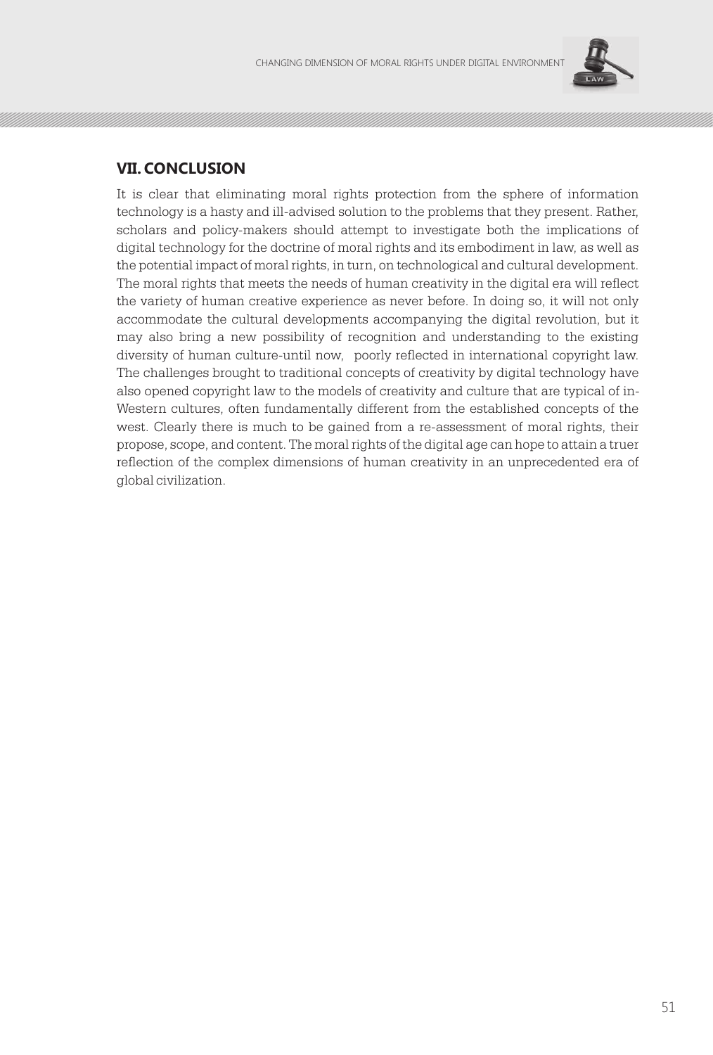## VII. CONCLUSION

It is clear that eliminating moral rights protection from the sphere of information technology is a hasty and ill-advised solution to the problems that they present. Rather, scholars and policy-makers should attempt to investigate both the implications of digital technology for the doctrine of moral rights and its embodiment in law, as well as the potential impact of moral rights, in turn, on technological and cultural development. The moral rights that meets the needs of human creativity in the digital era will reflect the variety of human creative experience as never before. In doing so, it will not only accommodate the cultural developments accompanying the digital revolution, but it may also bring a new possibility of recognition and understanding to the existing diversity of human culture-until now, poorly reflected in international copyright law. The challenges brought to traditional concepts of creativity by digital technology have also opened copyright law to the models of creativity and culture that are typical of in-Western cultures, often fundamentally different from the established concepts of the west. Clearly there is much to be gained from a re-assessment of moral rights, their propose, scope, and content. The moral rights of the digital age can hope to attain a truer reflection of the complex dimensions of human creativity in an unprecedented era of global civilization.